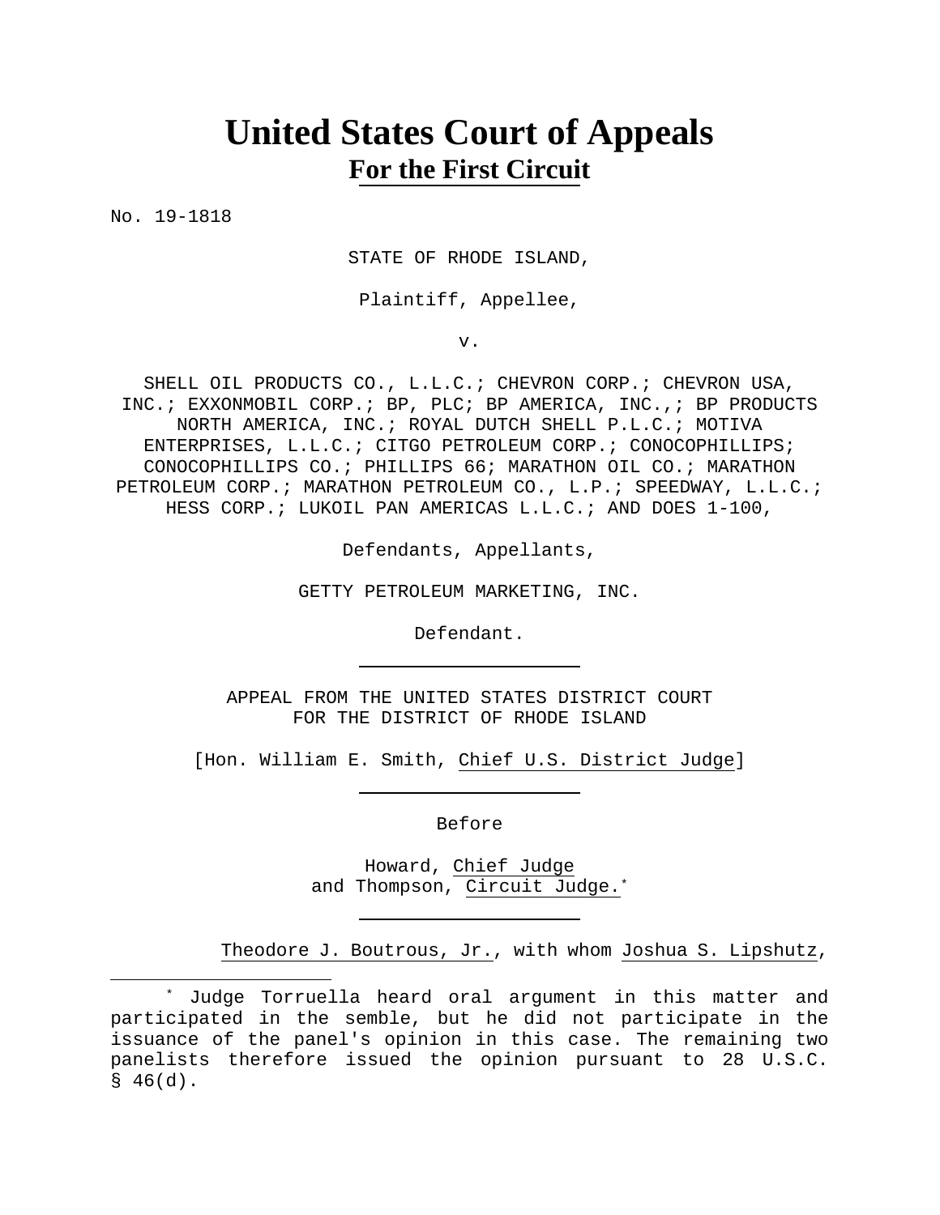# United States Court of Appeals
## For the First Circuit

No. 19-1818

STATE OF RHODE ISLAND,

Plaintiff, Appellee,

v.

SHELL OIL PRODUCTS CO., L.L.C.; CHEVRON CORP.; CHEVRON USA, INC.; EXXONMOBIL CORP.; BP, PLC; BP AMERICA, INC.,; BP PRODUCTS NORTH AMERICA, INC.; ROYAL DUTCH SHELL P.L.C.; MOTIVA ENTERPRISES, L.L.C.; CITGO PETROLEUM CORP.; CONOCOPHILLIPS; CONOCOPHILLIPS CO.; PHILLIPS 66; MARATHON OIL CO.; MARATHON PETROLEUM CORP.; MARATHON PETROLEUM CO., L.P.; SPEEDWAY, L.L.C.; HESS CORP.; LUKOIL PAN AMERICAS L.L.C.; AND DOES 1-100,

Defendants, Appellants,

GETTY PETROLEUM MARKETING, INC.

Defendant.

---

APPEAL FROM THE UNITED STATES DISTRICT COURT
FOR THE DISTRICT OF RHODE ISLAND

[Hon. William E. Smith, Chief U.S. District Judge]

---

Before

Howard, Chief Judge
and Thompson, Circuit Judge.*

---

Theodore J. Boutrous, Jr., with whom Joshua S. Lipshutz,

---

* Judge Torruella heard oral argument in this matter and participated in the semble, but he did not participate in the issuance of the panel's opinion in this case. The remaining two panelists therefore issued the opinion pursuant to 28 U.S.C. § 46(d).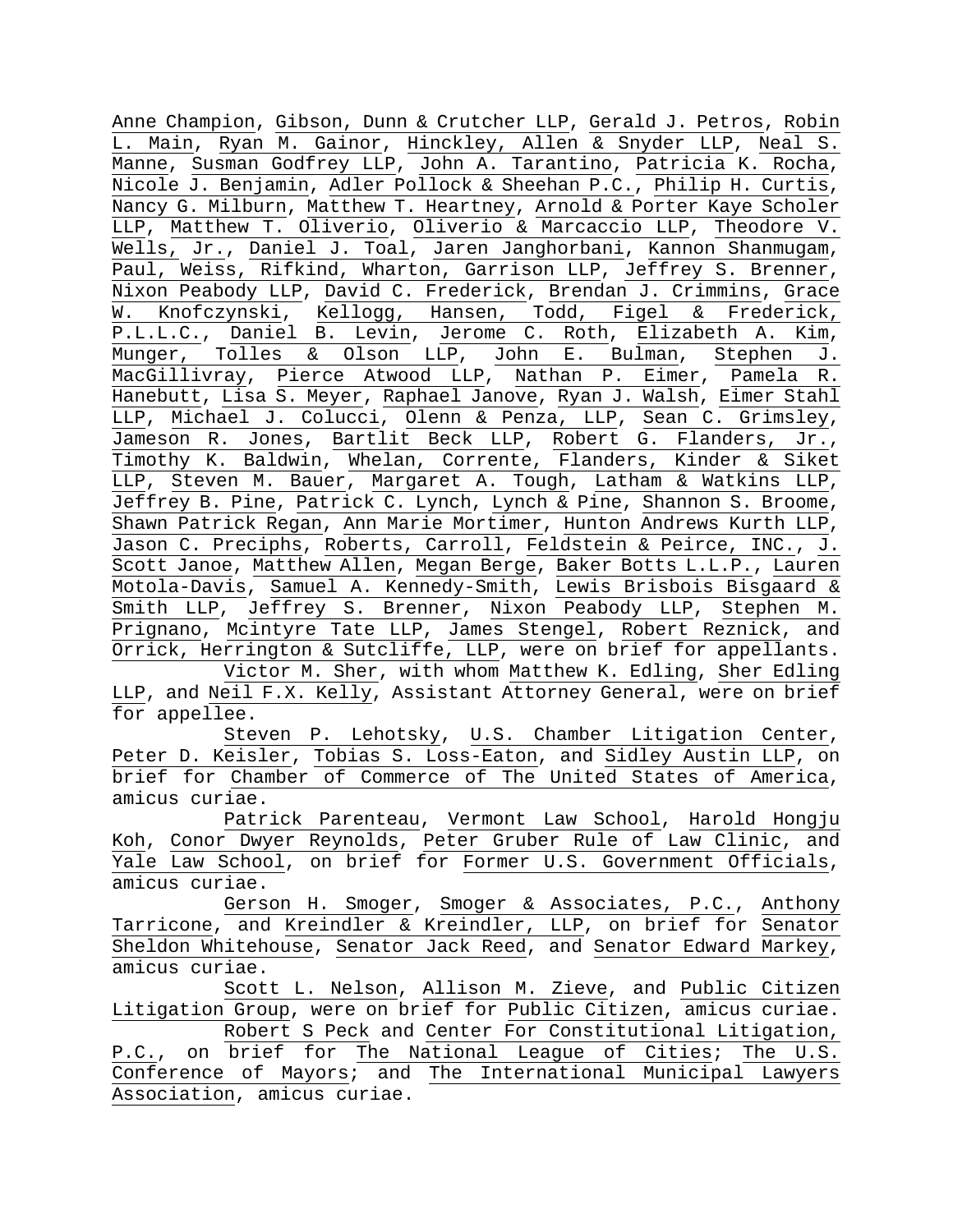Anne Champion, Gibson, Dunn & Crutcher LLP, Gerald J. Petros, Robin L. Main, Ryan M. Gainor, Hinckley, Allen & Snyder LLP, Neal S. Manne, Susman Godfrey LLP, John A. Tarantino, Patricia K. Rocha, Nicole J. Benjamin, Adler Pollock & Sheehan P.C., Philip H. Curtis, Nancy G. Milburn, Matthew T. Heartney, Arnold & Porter Kaye Scholer LLP, Matthew T. Oliverio, Oliverio & Marcaccio LLP, Theodore V. Wells, Jr., Daniel J. Toal, Jaren Janghorbani, Kannon Shanmugam, Paul, Weiss, Rifkind, Wharton, Garrison LLP, Jeffrey S. Brenner, Nixon Peabody LLP, David C. Frederick, Brendan J. Crimmins, Grace W. Knofczynski, Kellogg, Hansen, Todd, Figel & Frederick, P.L.L.C., Daniel B. Levin, Jerome C. Roth, Elizabeth A. Kim, Munger, Tolles & Olson LLP, John E. Bulman, Stephen J. MacGillivray, Pierce Atwood LLP, Nathan P. Eimer, Pamela R. Hanebutt, Lisa S. Meyer, Raphael Janove, Ryan J. Walsh, Eimer Stahl LLP, Michael J. Colucci, Olenn & Penza, LLP, Sean C. Grimsley, Jameson R. Jones, Bartlit Beck LLP, Robert G. Flanders, Jr., Timothy K. Baldwin, Whelan, Corrente, Flanders, Kinder & Siket LLP, Steven M. Bauer, Margaret A. Tough, Latham & Watkins LLP, Jeffrey B. Pine, Patrick C. Lynch, Lynch & Pine, Shannon S. Broome, Shawn Patrick Regan, Ann Marie Mortimer, Hunton Andrews Kurth LLP, Jason C. Preciphs, Roberts, Carroll, Feldstein & Peirce, INC., J. Scott Janoe, Matthew Allen, Megan Berge, Baker Botts L.L.P., Lauren Motola-Davis, Samuel A. Kennedy-Smith, Lewis Brisbois Bisgaard & Smith LLP, Jeffrey S. Brenner, Nixon Peabody LLP, Stephen M. Prignano, Mcintyre Tate LLP, James Stengel, Robert Reznick, and Orrick, Herrington & Sutcliffe, LLP, were on brief for appellants.

Victor M. Sher, with whom Matthew K. Edling, Sher Edling LLP, and Neil F.X. Kelly, Assistant Attorney General, were on brief for appellee.

Steven P. Lehotsky, U.S. Chamber Litigation Center, Peter D. Keisler, Tobias S. Loss-Eaton, and Sidley Austin LLP, on brief for Chamber of Commerce of The United States of America, amicus curiae.

Patrick Parenteau, Vermont Law School, Harold Hongju Koh, Conor Dwyer Reynolds, Peter Gruber Rule of Law Clinic, and Yale Law School, on brief for Former U.S. Government Officials, amicus curiae.

Gerson H. Smoger, Smoger & Associates, P.C., Anthony Tarricone, and Kreindler & Kreindler, LLP, on brief for Senator Sheldon Whitehouse, Senator Jack Reed, and Senator Edward Markey, amicus curiae.

Scott L. Nelson, Allison M. Zieve, and Public Citizen Litigation Group, were on brief for Public Citizen, amicus curiae.

Robert S Peck and Center For Constitutional Litigation, P.C., on brief for The National League of Cities; The U.S. Conference of Mayors; and The International Municipal Lawyers Association, amicus curiae.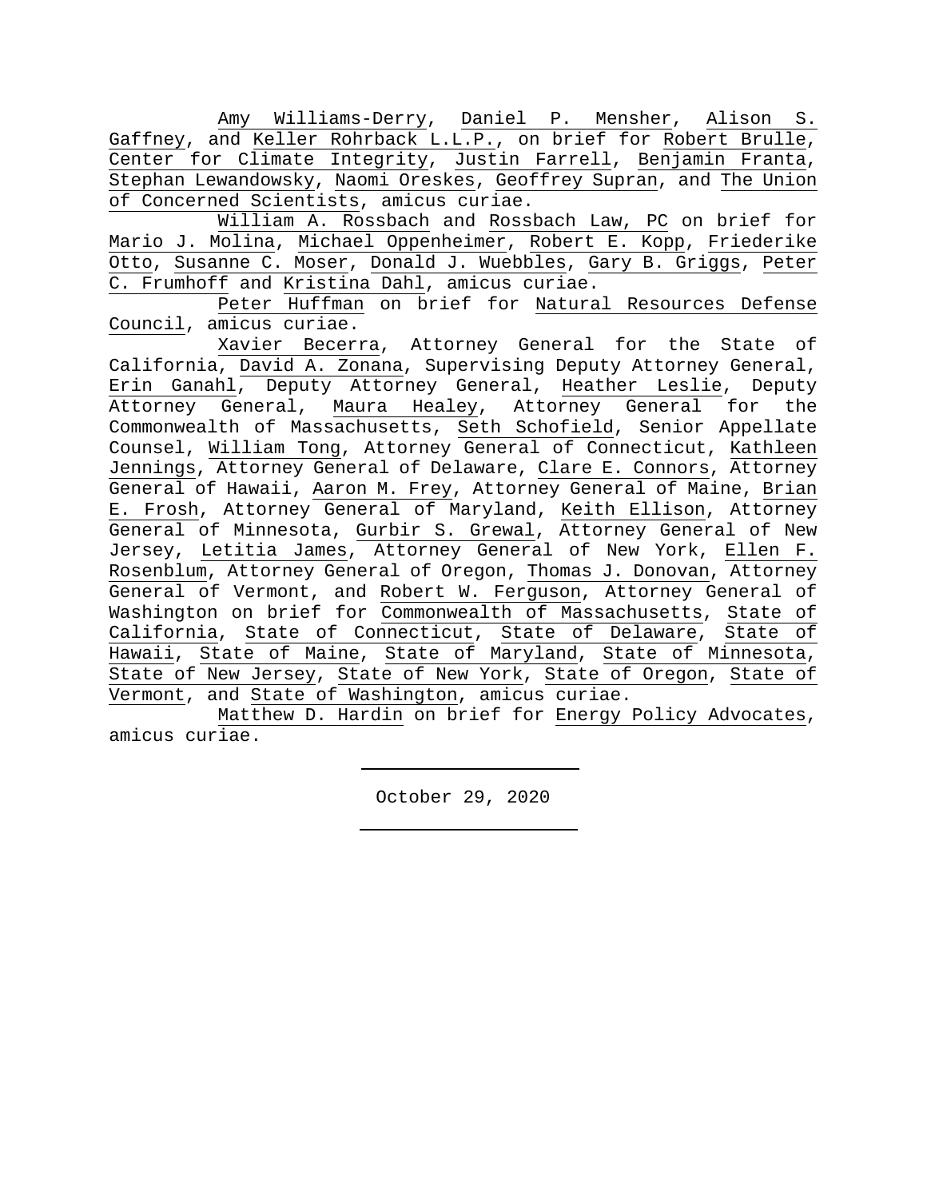Amy Williams-Derry, Daniel P. Mensher, Alison S. Gaffney, and Keller Rohrback L.L.P., on brief for Robert Brulle, Center for Climate Integrity, Justin Farrell, Benjamin Franta, Stephan Lewandowsky, Naomi Oreskes, Geoffrey Supran, and The Union of Concerned Scientists, amicus curiae.

William A. Rossbach and Rossbach Law, PC on brief for Mario J. Molina, Michael Oppenheimer, Robert E. Kopp, Friederike Otto, Susanne C. Moser, Donald J. Wuebbles, Gary B. Griggs, Peter C. Frumhoff and Kristina Dahl, amicus curiae.

Peter Huffman on brief for Natural Resources Defense Council, amicus curiae.

Xavier Becerra, Attorney General for the State of California, David A. Zonana, Supervising Deputy Attorney General, Erin Ganahl, Deputy Attorney General, Heather Leslie, Deputy Attorney General, Maura Healey, Attorney General for the Commonwealth of Massachusetts, Seth Schofield, Senior Appellate Counsel, William Tong, Attorney General of Connecticut, Kathleen Jennings, Attorney General of Delaware, Clare E. Connors, Attorney General of Hawaii, Aaron M. Frey, Attorney General of Maine, Brian E. Frosh, Attorney General of Maryland, Keith Ellison, Attorney General of Minnesota, Gurbir S. Grewal, Attorney General of New Jersey, Letitia James, Attorney General of New York, Ellen F. Rosenblum, Attorney General of Oregon, Thomas J. Donovan, Attorney General of Vermont, and Robert W. Ferguson, Attorney General of Washington on brief for Commonwealth of Massachusetts, State of California, State of Connecticut, State of Delaware, State of Hawaii, State of Maine, State of Maryland, State of Minnesota, State of New Jersey, State of New York, State of Oregon, State of Vermont, and State of Washington, amicus curiae.

Matthew D. Hardin on brief for Energy Policy Advocates, amicus curiae.

---

October 29, 2020

---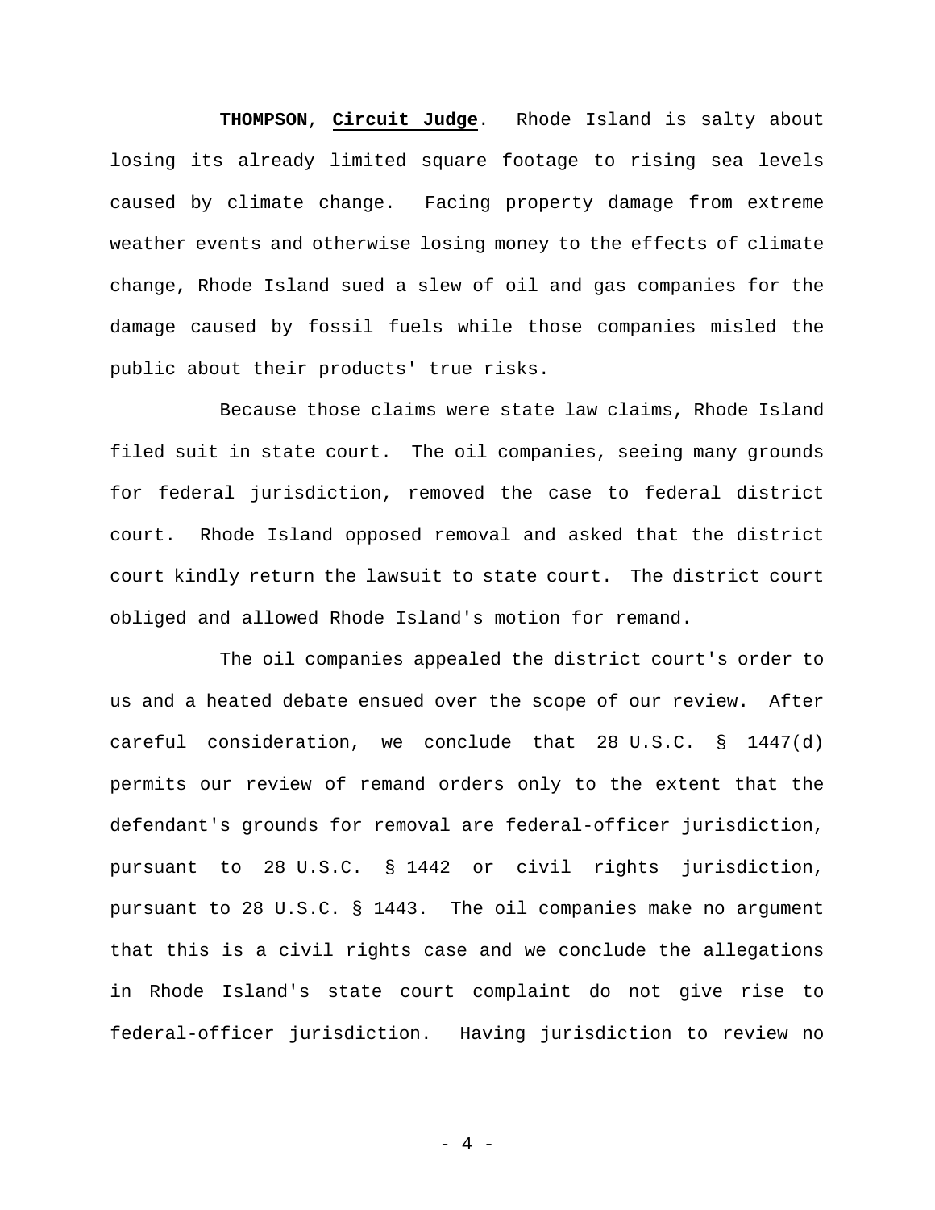**THOMPSON**, **Circuit Judge**. Rhode Island is salty about losing its already limited square footage to rising sea levels caused by climate change. Facing property damage from extreme weather events and otherwise losing money to the effects of climate change, Rhode Island sued a slew of oil and gas companies for the damage caused by fossil fuels while those companies misled the public about their products' true risks.

Because those claims were state law claims, Rhode Island filed suit in state court. The oil companies, seeing many grounds for federal jurisdiction, removed the case to federal district court. Rhode Island opposed removal and asked that the district court kindly return the lawsuit to state court. The district court obliged and allowed Rhode Island's motion for remand.

The oil companies appealed the district court's order to us and a heated debate ensued over the scope of our review. After careful consideration, we conclude that 28 U.S.C. § 1447(d) permits our review of remand orders only to the extent that the defendant's grounds for removal are federal-officer jurisdiction, pursuant to 28 U.S.C. § 1442 or civil rights jurisdiction, pursuant to 28 U.S.C. § 1443. The oil companies make no argument that this is a civil rights case and we conclude the allegations in Rhode Island's state court complaint do not give rise to federal-officer jurisdiction. Having jurisdiction to review no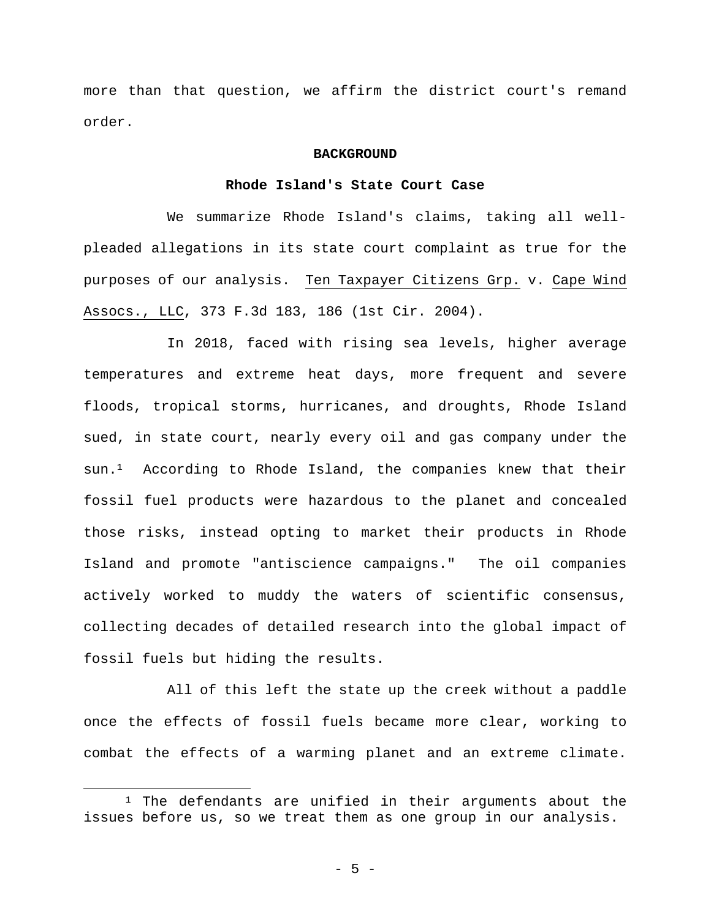more than that question, we affirm the district court's remand order.

## BACKGROUND

### Rhode Island's State Court Case

We summarize Rhode Island's claims, taking all well-pleaded allegations in its state court complaint as true for the purposes of our analysis. Ten Taxpayer Citizens Grp. v. Cape Wind Assocs., LLC, 373 F.3d 183, 186 (1st Cir. 2004).

In 2018, faced with rising sea levels, higher average temperatures and extreme heat days, more frequent and severe floods, tropical storms, hurricanes, and droughts, Rhode Island sued, in state court, nearly every oil and gas company under the sun.[1] According to Rhode Island, the companies knew that their fossil fuel products were hazardous to the planet and concealed those risks, instead opting to market their products in Rhode Island and promote "antiscience campaigns." The oil companies actively worked to muddy the waters of scientific consensus, collecting decades of detailed research into the global impact of fossil fuels but hiding the results.

All of this left the state up the creek without a paddle once the effects of fossil fuels became more clear, working to combat the effects of a warming planet and an extreme climate.

[1] The defendants are unified in their arguments about the issues before us, so we treat them as one group in our analysis.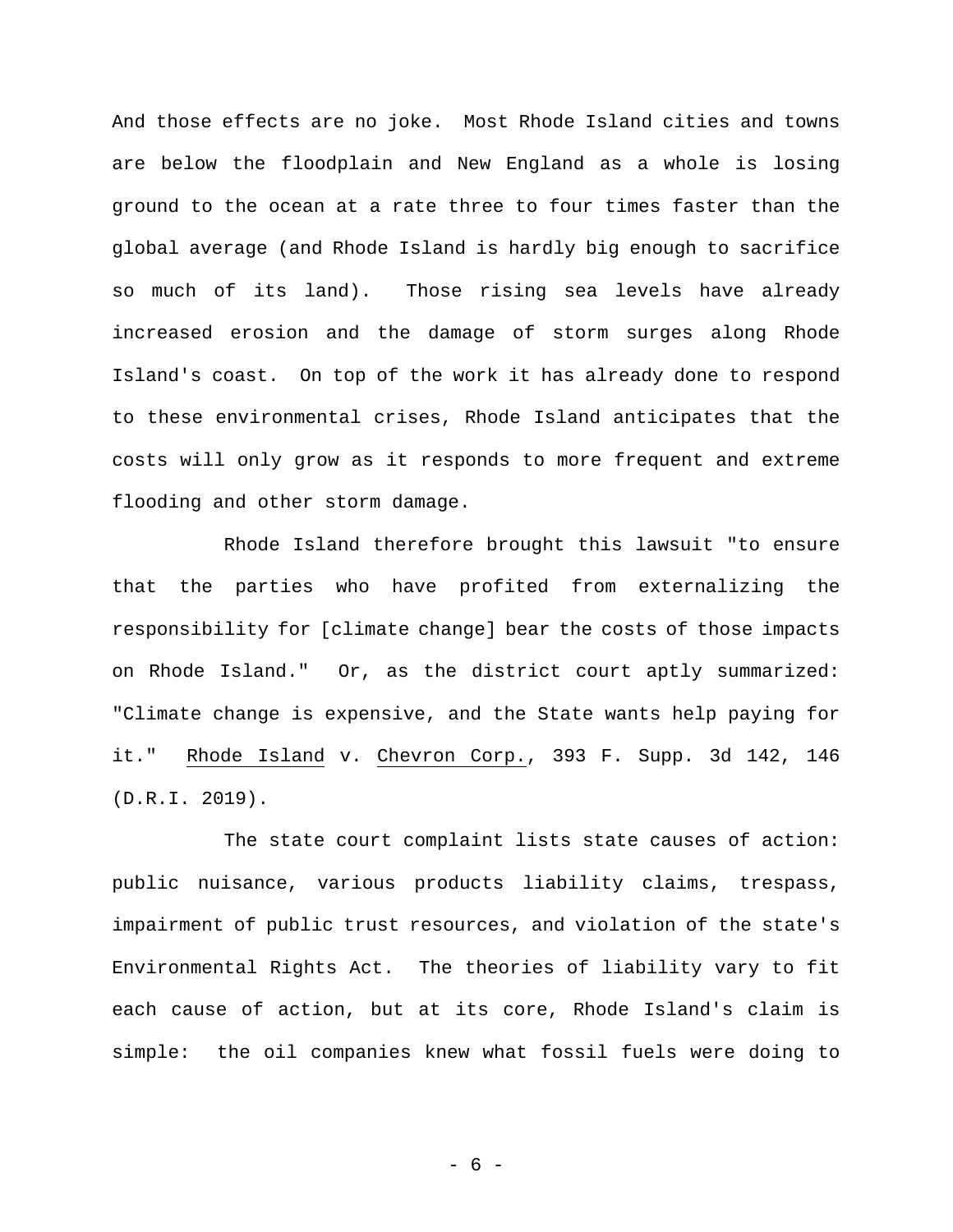And those effects are no joke. Most Rhode Island cities and towns are below the floodplain and New England as a whole is losing ground to the ocean at a rate three to four times faster than the global average (and Rhode Island is hardly big enough to sacrifice so much of its land). Those rising sea levels have already increased erosion and the damage of storm surges along Rhode Island's coast. On top of the work it has already done to respond to these environmental crises, Rhode Island anticipates that the costs will only grow as it responds to more frequent and extreme flooding and other storm damage.

Rhode Island therefore brought this lawsuit "to ensure that the parties who have profited from externalizing the responsibility for [climate change] bear the costs of those impacts on Rhode Island." Or, as the district court aptly summarized: "Climate change is expensive, and the State wants help paying for it." Rhode Island v. Chevron Corp., 393 F. Supp. 3d 142, 146 (D.R.I. 2019).

The state court complaint lists state causes of action: public nuisance, various products liability claims, trespass, impairment of public trust resources, and violation of the state's Environmental Rights Act. The theories of liability vary to fit each cause of action, but at its core, Rhode Island's claim is simple: the oil companies knew what fossil fuels were doing to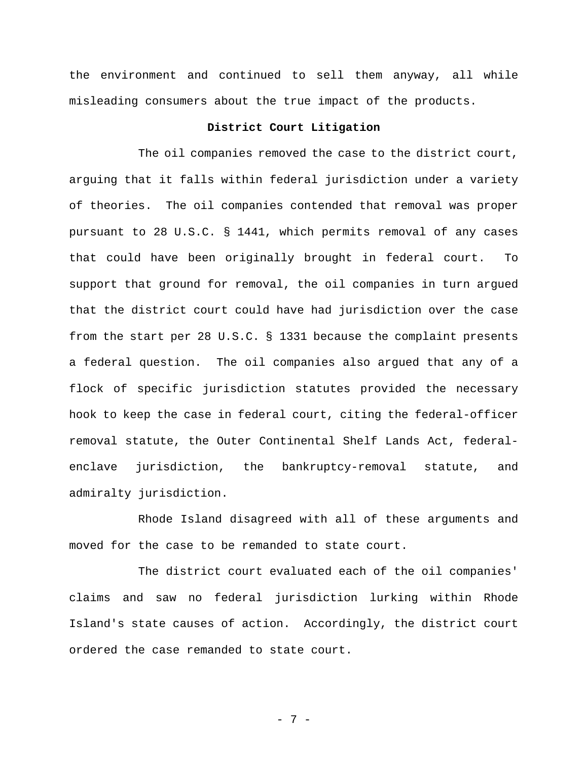the environment and continued to sell them anyway, all while misleading consumers about the true impact of the products.

**District Court Litigation**

The oil companies removed the case to the district court, arguing that it falls within federal jurisdiction under a variety of theories. The oil companies contended that removal was proper pursuant to 28 U.S.C. § 1441, which permits removal of any cases that could have been originally brought in federal court. To support that ground for removal, the oil companies in turn argued that the district court could have had jurisdiction over the case from the start per 28 U.S.C. § 1331 because the complaint presents a federal question. The oil companies also argued that any of a flock of specific jurisdiction statutes provided the necessary hook to keep the case in federal court, citing the federal-officer removal statute, the Outer Continental Shelf Lands Act, federal-enclave jurisdiction, the bankruptcy-removal statute, and admiralty jurisdiction.

Rhode Island disagreed with all of these arguments and moved for the case to be remanded to state court.

The district court evaluated each of the oil companies' claims and saw no federal jurisdiction lurking within Rhode Island's state causes of action. Accordingly, the district court ordered the case remanded to state court.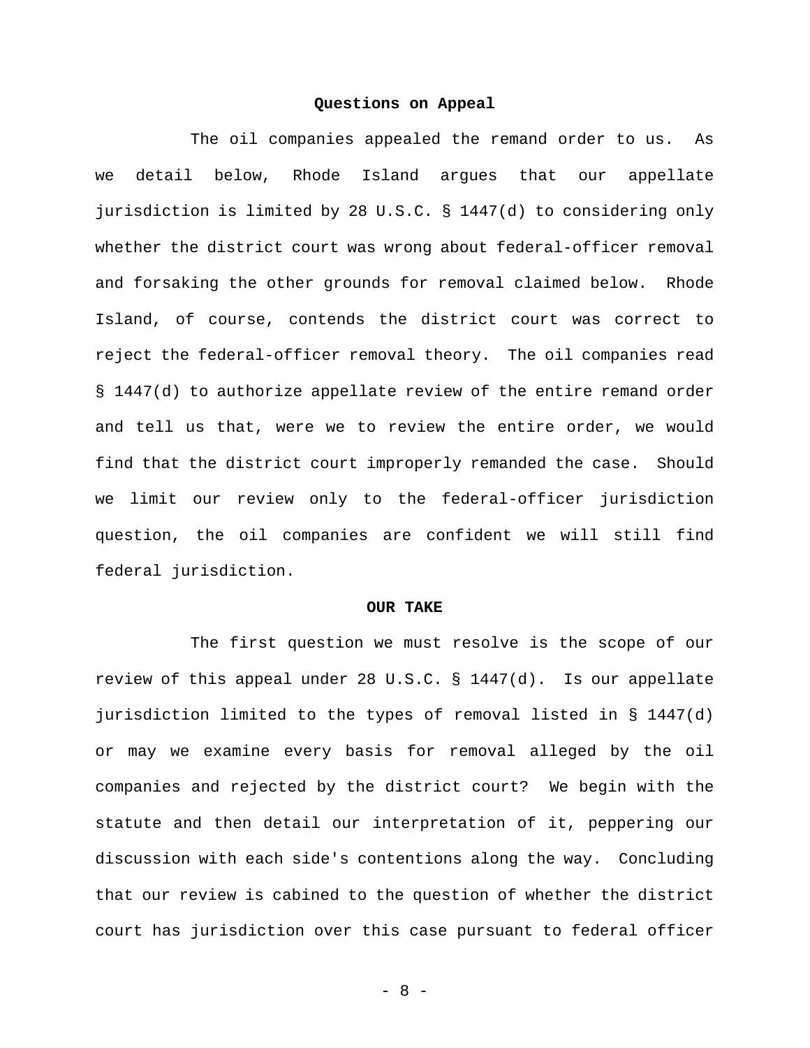## Questions on Appeal

The oil companies appealed the remand order to us. As we detail below, Rhode Island argues that our appellate jurisdiction is limited by 28 U.S.C. § 1447(d) to considering only whether the district court was wrong about federal-officer removal and forsaking the other grounds for removal claimed below. Rhode Island, of course, contends the district court was correct to reject the federal-officer removal theory. The oil companies read § 1447(d) to authorize appellate review of the entire remand order and tell us that, were we to review the entire order, we would find that the district court improperly remanded the case. Should we limit our review only to the federal-officer jurisdiction question, the oil companies are confident we will still find federal jurisdiction.

## OUR TAKE

The first question we must resolve is the scope of our review of this appeal under 28 U.S.C. § 1447(d). Is our appellate jurisdiction limited to the types of removal listed in § 1447(d) or may we examine every basis for removal alleged by the oil companies and rejected by the district court? We begin with the statute and then detail our interpretation of it, peppering our discussion with each side's contentions along the way. Concluding that our review is cabined to the question of whether the district court has jurisdiction over this case pursuant to federal officer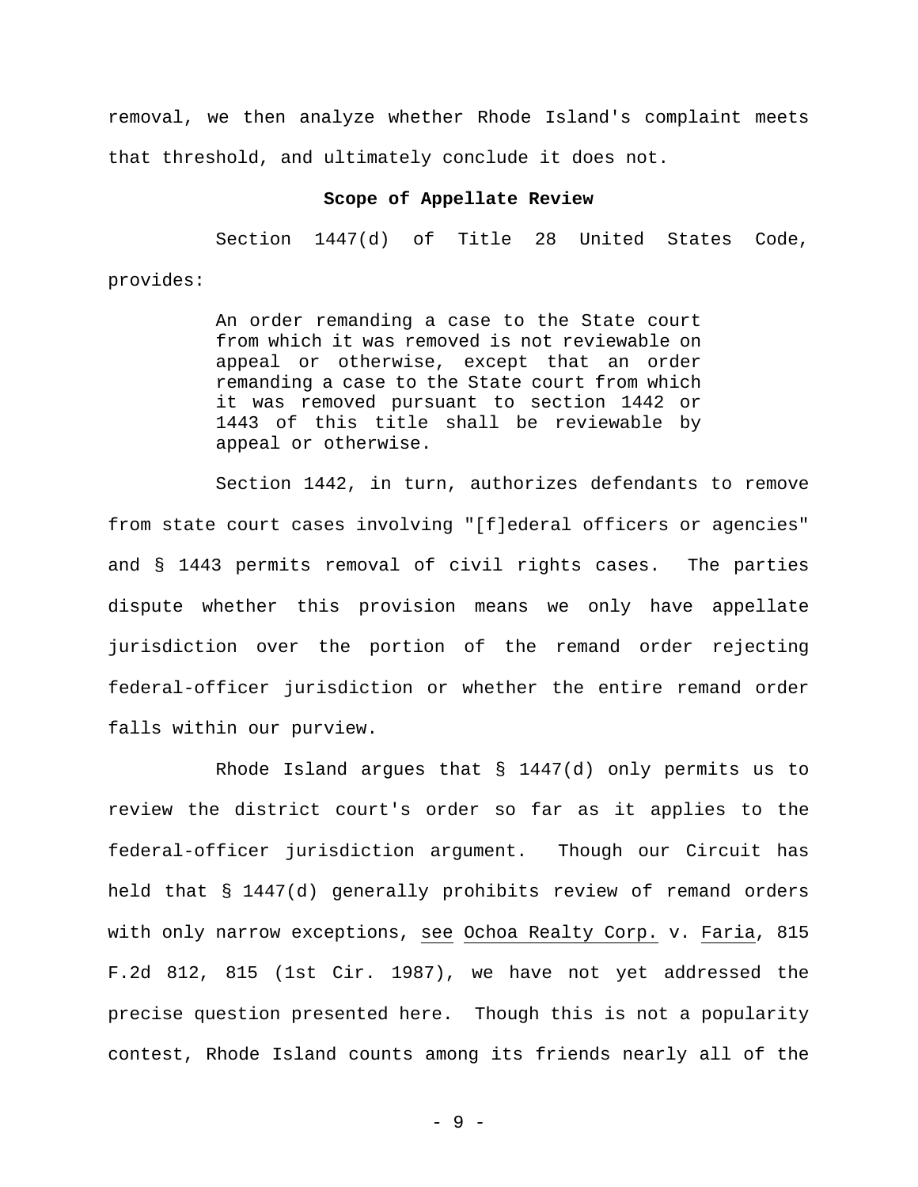removal, we then analyze whether Rhode Island's complaint meets that threshold, and ultimately conclude it does not.

**Scope of Appellate Review**

Section 1447(d) of Title 28 United States Code, provides:

> An order remanding a case to the State court from which it was removed is not reviewable on appeal or otherwise, except that an order remanding a case to the State court from which it was removed pursuant to section 1442 or 1443 of this title shall be reviewable by appeal or otherwise.

Section 1442, in turn, authorizes defendants to remove from state court cases involving "[f]ederal officers or agencies" and § 1443 permits removal of civil rights cases. The parties dispute whether this provision means we only have appellate jurisdiction over the portion of the remand order rejecting federal-officer jurisdiction or whether the entire remand order falls within our purview.

Rhode Island argues that § 1447(d) only permits us to review the district court's order so far as it applies to the federal-officer jurisdiction argument. Though our Circuit has held that § 1447(d) generally prohibits review of remand orders with only narrow exceptions, see Ochoa Realty Corp. v. Faria, 815 F.2d 812, 815 (1st Cir. 1987), we have not yet addressed the precise question presented here. Though this is not a popularity contest, Rhode Island counts among its friends nearly all of the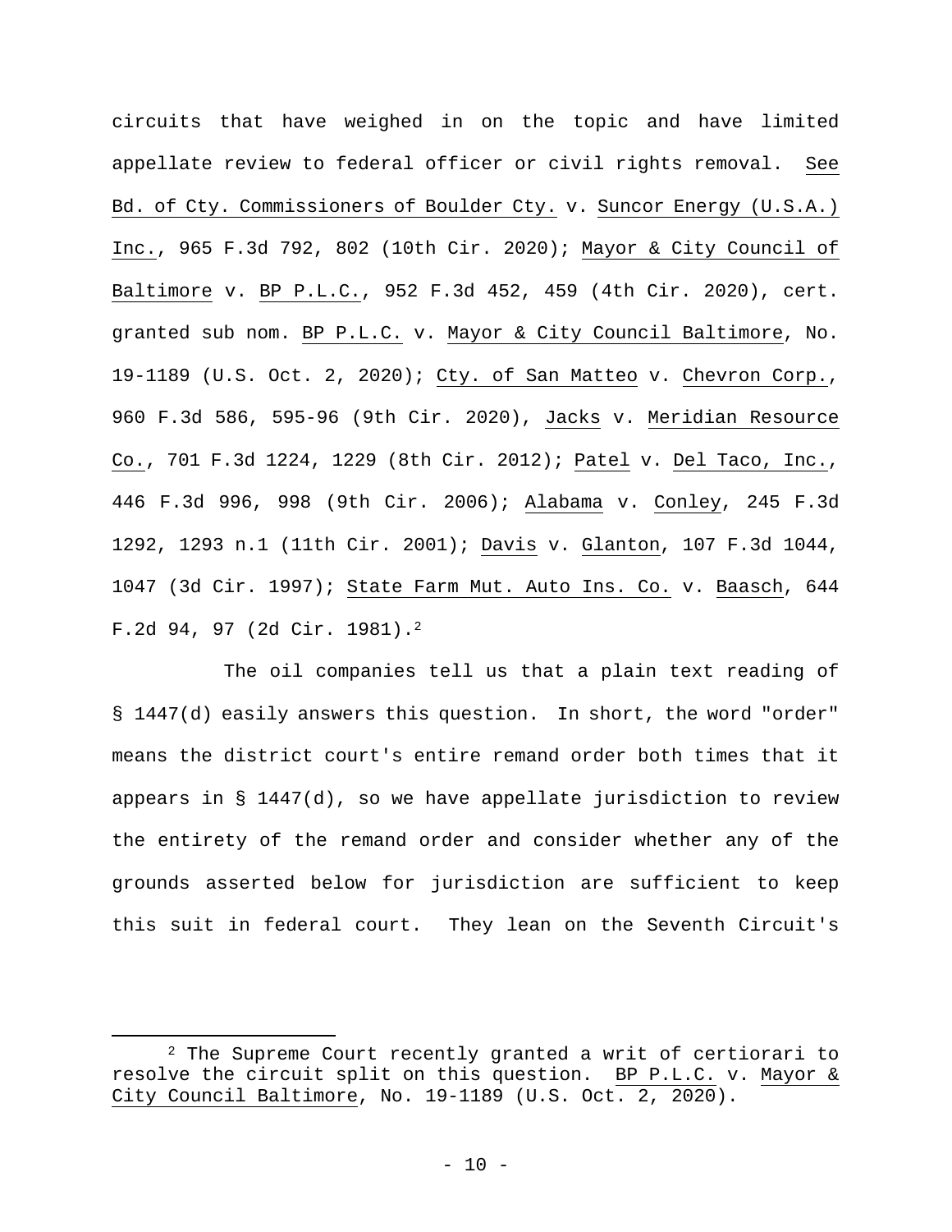circuits that have weighed in on the topic and have limited appellate review to federal officer or civil rights removal. See Bd. of Cty. Commissioners of Boulder Cty. v. Suncor Energy (U.S.A.) Inc., 965 F.3d 792, 802 (10th Cir. 2020); Mayor & City Council of Baltimore v. BP P.L.C., 952 F.3d 452, 459 (4th Cir. 2020), cert. granted sub nom. BP P.L.C. v. Mayor & City Council Baltimore, No. 19-1189 (U.S. Oct. 2, 2020); Cty. of San Matteo v. Chevron Corp., 960 F.3d 586, 595-96 (9th Cir. 2020), Jacks v. Meridian Resource Co., 701 F.3d 1224, 1229 (8th Cir. 2012); Patel v. Del Taco, Inc., 446 F.3d 996, 998 (9th Cir. 2006); Alabama v. Conley, 245 F.3d 1292, 1293 n.1 (11th Cir. 2001); Davis v. Glanton, 107 F.3d 1044, 1047 (3d Cir. 1997); State Farm Mut. Auto Ins. Co. v. Baasch, 644 F.2d 94, 97 (2d Cir. 1981).[2]

The oil companies tell us that a plain text reading of § 1447(d) easily answers this question. In short, the word "order" means the district court's entire remand order both times that it appears in § 1447(d), so we have appellate jurisdiction to review the entirety of the remand order and consider whether any of the grounds asserted below for jurisdiction are sufficient to keep this suit in federal court. They lean on the Seventh Circuit's

[2] The Supreme Court recently granted a writ of certiorari to resolve the circuit split on this question. BP P.L.C. v. Mayor & City Council Baltimore, No. 19-1189 (U.S. Oct. 2, 2020).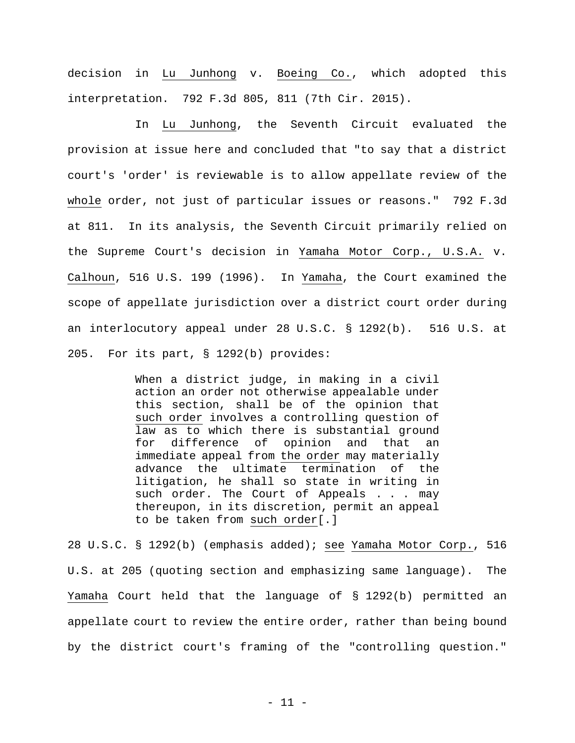decision in Lu Junhong v. Boeing Co., which adopted this interpretation. 792 F.3d 805, 811 (7th Cir. 2015).

In Lu Junhong, the Seventh Circuit evaluated the provision at issue here and concluded that "to say that a district court's 'order' is reviewable is to allow appellate review of the whole order, not just of particular issues or reasons." 792 F.3d at 811. In its analysis, the Seventh Circuit primarily relied on the Supreme Court's decision in Yamaha Motor Corp., U.S.A. v. Calhoun, 516 U.S. 199 (1996). In Yamaha, the Court examined the scope of appellate jurisdiction over a district court order during an interlocutory appeal under 28 U.S.C. § 1292(b). 516 U.S. at 205. For its part, § 1292(b) provides:

> When a district judge, in making in a civil action an order not otherwise appealable under this section, shall be of the opinion that such order involves a controlling question of law as to which there is substantial ground for difference of opinion and that an immediate appeal from the order may materially advance the ultimate termination of the litigation, he shall so state in writing in such order. The Court of Appeals . . . may thereupon, in its discretion, permit an appeal to be taken from such order[.]

28 U.S.C. § 1292(b) (emphasis added); see Yamaha Motor Corp., 516 U.S. at 205 (quoting section and emphasizing same language). The Yamaha Court held that the language of § 1292(b) permitted an appellate court to review the entire order, rather than being bound by the district court's framing of the "controlling question."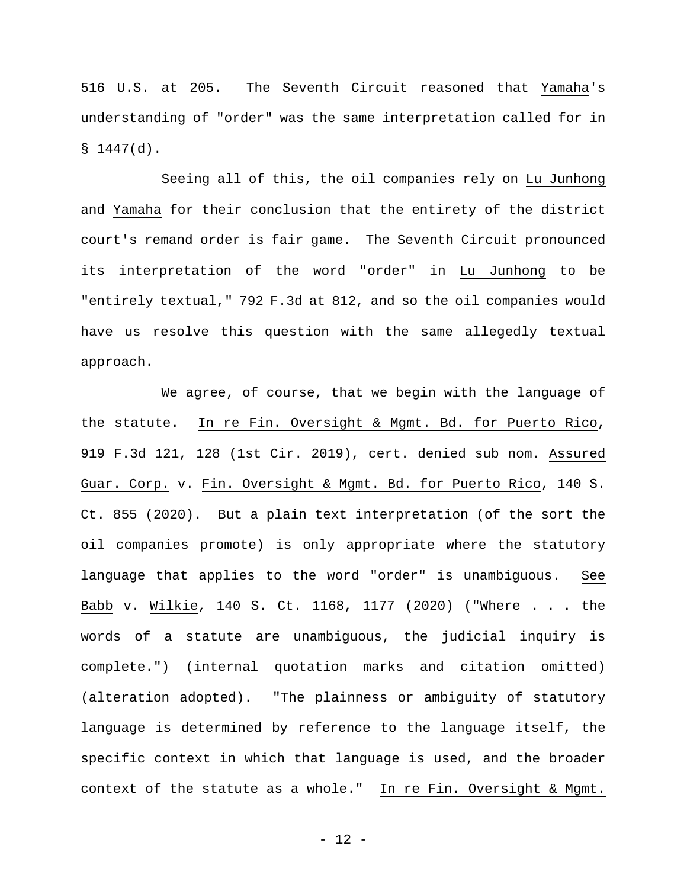516 U.S. at 205. The Seventh Circuit reasoned that Yamaha's understanding of "order" was the same interpretation called for in § 1447(d).

Seeing all of this, the oil companies rely on Lu Junhong and Yamaha for their conclusion that the entirety of the district court's remand order is fair game. The Seventh Circuit pronounced its interpretation of the word "order" in Lu Junhong to be "entirely textual," 792 F.3d at 812, and so the oil companies would have us resolve this question with the same allegedly textual approach.

We agree, of course, that we begin with the language of the statute. In re Fin. Oversight & Mgmt. Bd. for Puerto Rico, 919 F.3d 121, 128 (1st Cir. 2019), cert. denied sub nom. Assured Guar. Corp. v. Fin. Oversight & Mgmt. Bd. for Puerto Rico, 140 S. Ct. 855 (2020). But a plain text interpretation (of the sort the oil companies promote) is only appropriate where the statutory language that applies to the word "order" is unambiguous. See Babb v. Wilkie, 140 S. Ct. 1168, 1177 (2020) ("Where . . . the words of a statute are unambiguous, the judicial inquiry is complete.") (internal quotation marks and citation omitted) (alteration adopted). "The plainness or ambiguity of statutory language is determined by reference to the language itself, the specific context in which that language is used, and the broader context of the statute as a whole." In re Fin. Oversight & Mgmt.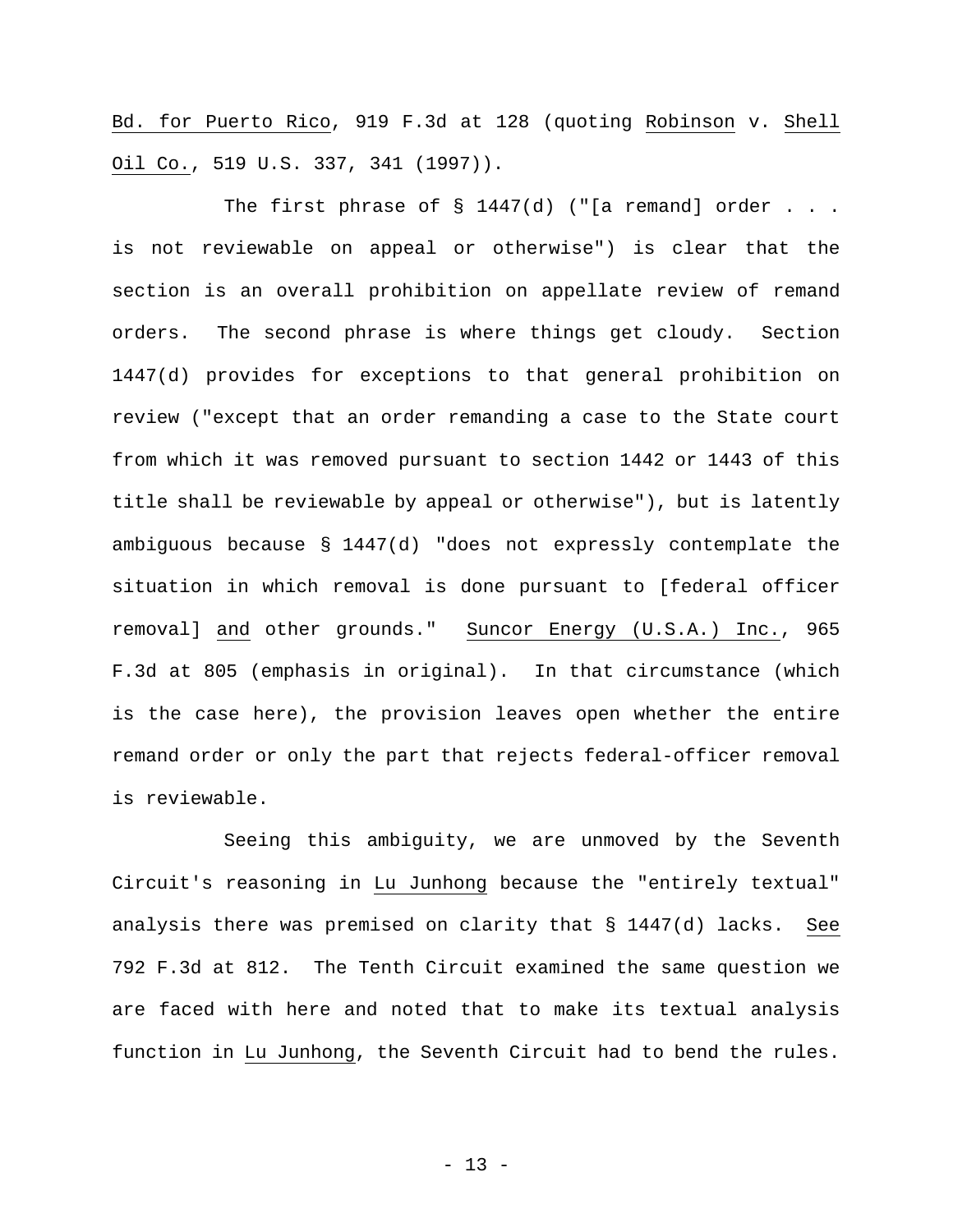Bd. for Puerto Rico, 919 F.3d at 128 (quoting Robinson v. Shell Oil Co., 519 U.S. 337, 341 (1997)).

The first phrase of § 1447(d) ("[a remand] order . . . is not reviewable on appeal or otherwise") is clear that the section is an overall prohibition on appellate review of remand orders. The second phrase is where things get cloudy. Section 1447(d) provides for exceptions to that general prohibition on review ("except that an order remanding a case to the State court from which it was removed pursuant to section 1442 or 1443 of this title shall be reviewable by appeal or otherwise"), but is latently ambiguous because § 1447(d) "does not expressly contemplate the situation in which removal is done pursuant to [federal officer removal] _and_ other grounds." _Suncor Energy (U.S.A.) Inc._, 965 F.3d at 805 (emphasis in original). In that circumstance (which is the case here), the provision leaves open whether the entire remand order or only the part that rejects federal-officer removal is reviewable.

Seeing this ambiguity, we are unmoved by the Seventh Circuit's reasoning in _Lu Junhong_ because the "entirely textual" analysis there was premised on clarity that § 1447(d) lacks. _See_ 792 F.3d at 812. The Tenth Circuit examined the same question we are faced with here and noted that to make its textual analysis function in _Lu Junhong_, the Seventh Circuit had to bend the rules.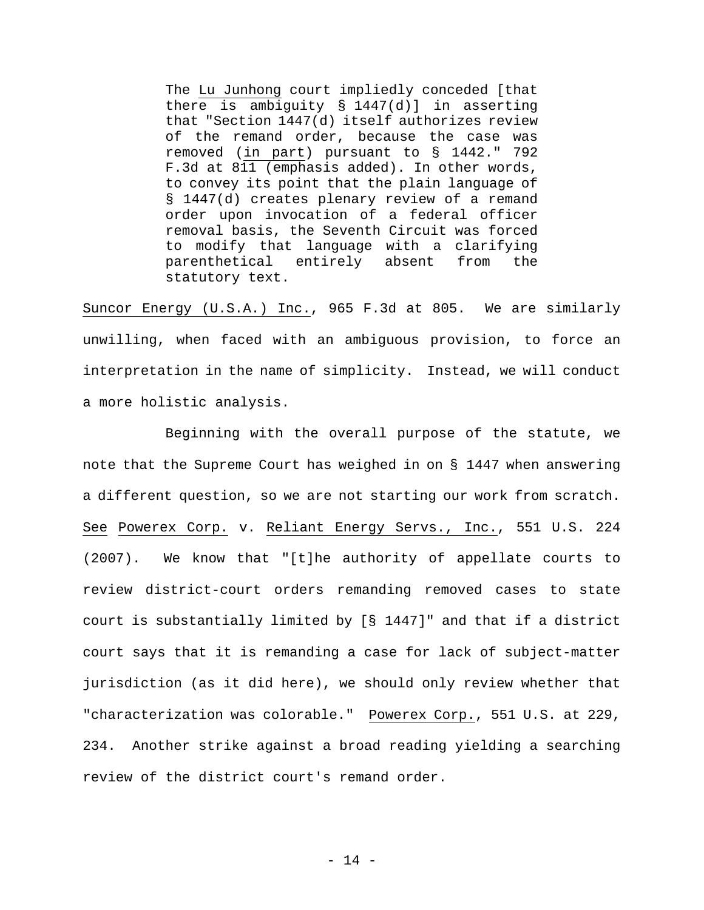> The *Lu Junhong* court impliedly conceded [that there is ambiguity § 1447(d)] in asserting that "Section 1447(d) itself authorizes review of the remand order, because the case was removed (*in part*) pursuant to § 1442." 792 F.3d at 811 (emphasis added). In other words, to convey its point that the plain language of § 1447(d) creates plenary review of a remand order upon invocation of a federal officer removal basis, the Seventh Circuit was forced to modify that language with a clarifying parenthetical entirely absent from the statutory text.

*Suncor Energy (U.S.A.) Inc.*, 965 F.3d at 805. We are similarly unwilling, when faced with an ambiguous provision, to force an interpretation in the name of simplicity. Instead, we will conduct a more holistic analysis.

Beginning with the overall purpose of the statute, we note that the Supreme Court has weighed in on § 1447 when answering a different question, so we are not starting our work from scratch. *See* *Powerex Corp.* v. *Reliant Energy Servs., Inc.*, 551 U.S. 224 (2007). We know that "[t]he authority of appellate courts to review district-court orders remanding removed cases to state court is substantially limited by [§ 1447]" and that if a district court says that it is remanding a case for lack of subject-matter jurisdiction (as it did here), we should only review whether that "characterization was colorable." *Powerex Corp.*, 551 U.S. at 229, 234. Another strike against a broad reading yielding a searching review of the district court's remand order.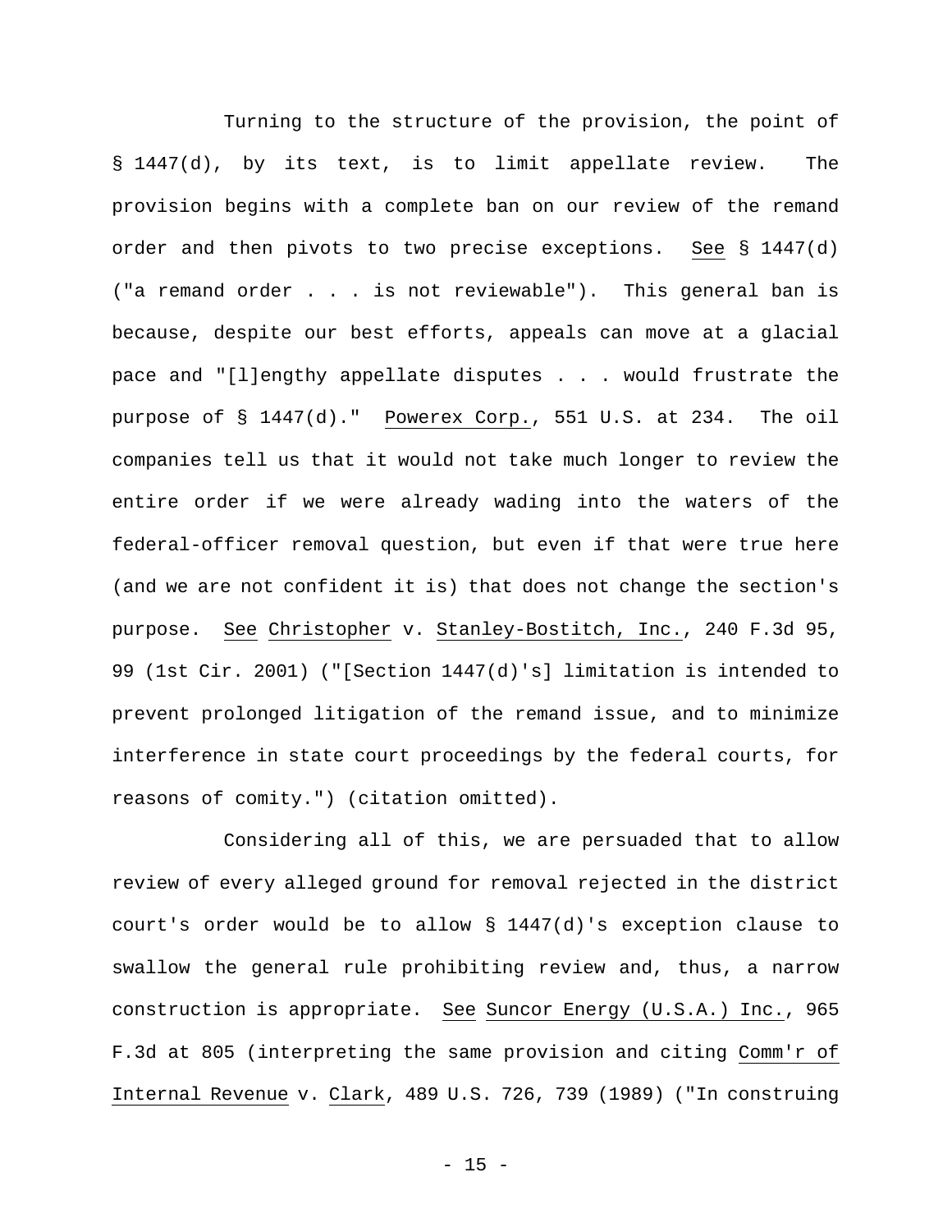Turning to the structure of the provision, the point of § 1447(d), by its text, is to limit appellate review. The provision begins with a complete ban on our review of the remand order and then pivots to two precise exceptions. See § 1447(d) ("a remand order . . . is not reviewable"). This general ban is because, despite our best efforts, appeals can move at a glacial pace and "[l]engthy appellate disputes . . . would frustrate the purpose of § 1447(d)." Powerex Corp., 551 U.S. at 234. The oil companies tell us that it would not take much longer to review the entire order if we were already wading into the waters of the federal-officer removal question, but even if that were true here (and we are not confident it is) that does not change the section's purpose. See Christopher v. Stanley-Bostitch, Inc., 240 F.3d 95, 99 (1st Cir. 2001) ("[Section 1447(d)'s] limitation is intended to prevent prolonged litigation of the remand issue, and to minimize interference in state court proceedings by the federal courts, for reasons of comity.") (citation omitted).

Considering all of this, we are persuaded that to allow review of every alleged ground for removal rejected in the district court's order would be to allow § 1447(d)'s exception clause to swallow the general rule prohibiting review and, thus, a narrow construction is appropriate. See Suncor Energy (U.S.A.) Inc., 965 F.3d at 805 (interpreting the same provision and citing Comm'r of Internal Revenue v. Clark, 489 U.S. 726, 739 (1989) ("In construing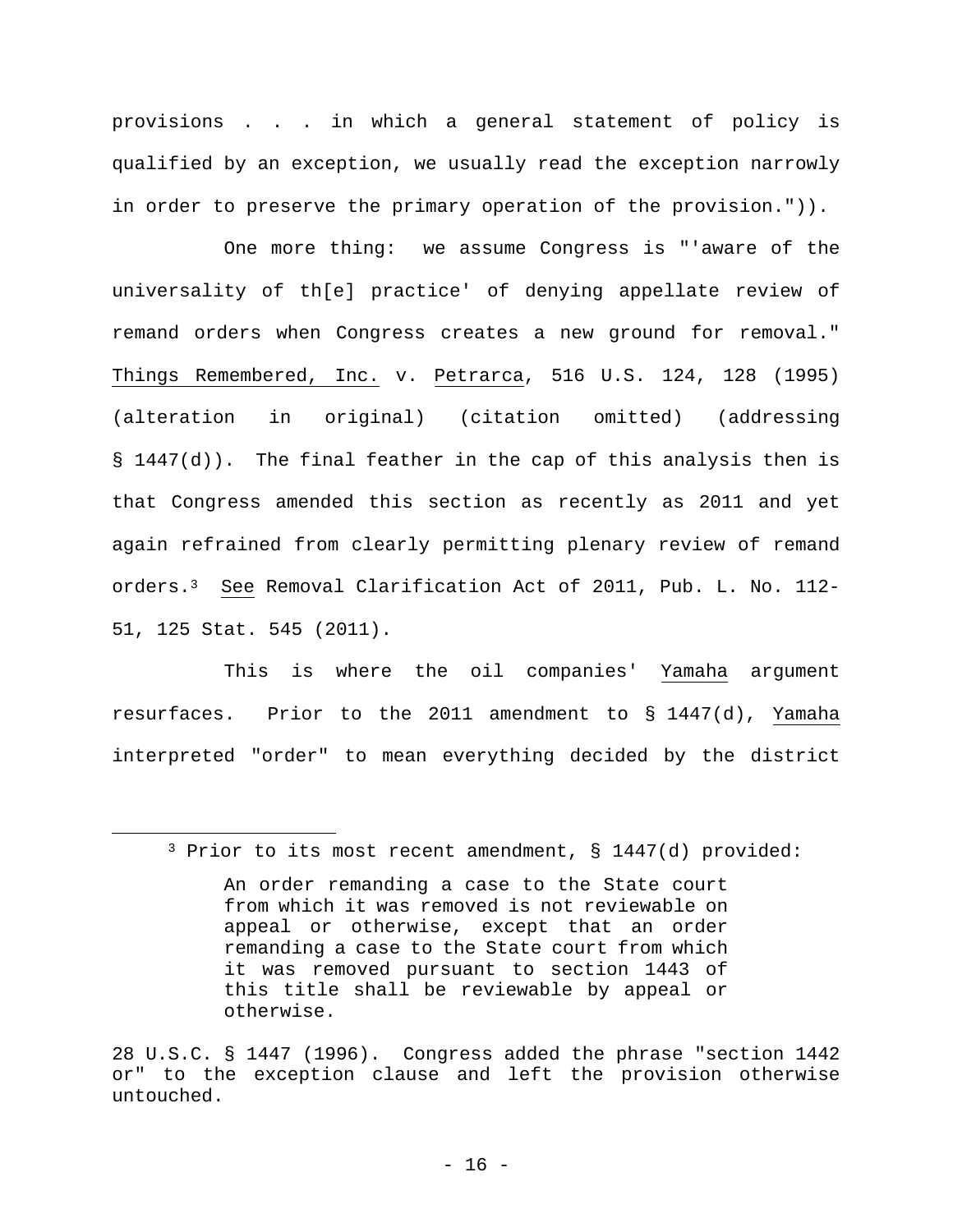provisions . . . in which a general statement of policy is qualified by an exception, we usually read the exception narrowly in order to preserve the primary operation of the provision.")).

One more thing: we assume Congress is "'aware of the universality of th[e] practice' of denying appellate review of remand orders when Congress creates a new ground for removal." Things Remembered, Inc. v. Petrarca, 516 U.S. 124, 128 (1995) (alteration in original) (citation omitted) (addressing § 1447(d)). The final feather in the cap of this analysis then is that Congress amended this section as recently as 2011 and yet again refrained from clearly permitting plenary review of remand orders.[3] See Removal Clarification Act of 2011, Pub. L. No. 112-51, 125 Stat. 545 (2011).

This is where the oil companies' Yamaha argument resurfaces. Prior to the 2011 amendment to § 1447(d), Yamaha interpreted "order" to mean everything decided by the district

---

[3] Prior to its most recent amendment, § 1447(d) provided:

> An order remanding a case to the State court from which it was removed is not reviewable on appeal or otherwise, except that an order remanding a case to the State court from which it was removed pursuant to section 1443 of this title shall be reviewable by appeal or otherwise.

28 U.S.C. § 1447 (1996). Congress added the phrase "section 1442 or" to the exception clause and left the provision otherwise untouched.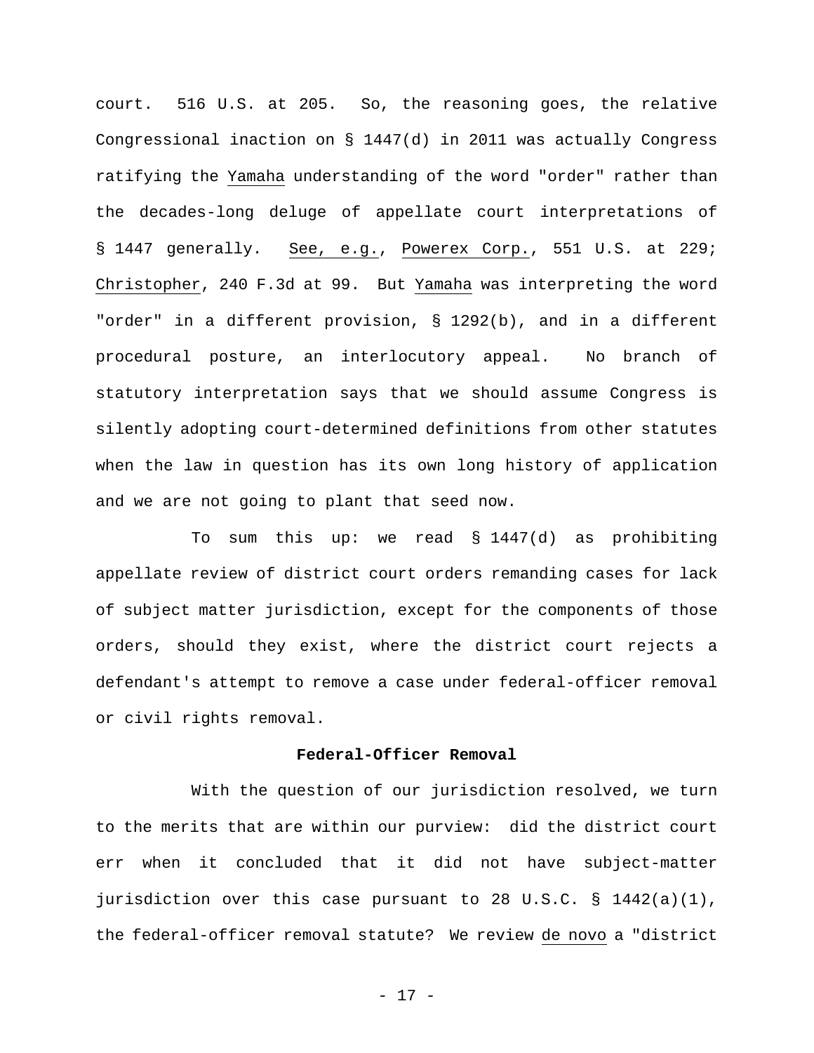court. 516 U.S. at 205. So, the reasoning goes, the relative Congressional inaction on § 1447(d) in 2011 was actually Congress ratifying the Yamaha understanding of the word "order" rather than the decades-long deluge of appellate court interpretations of § 1447 generally. See, e.g., Powerex Corp., 551 U.S. at 229; Christopher, 240 F.3d at 99. But Yamaha was interpreting the word "order" in a different provision, § 1292(b), and in a different procedural posture, an interlocutory appeal. No branch of statutory interpretation says that we should assume Congress is silently adopting court-determined definitions from other statutes when the law in question has its own long history of application and we are not going to plant that seed now.

To sum this up: we read § 1447(d) as prohibiting appellate review of district court orders remanding cases for lack of subject matter jurisdiction, except for the components of those orders, should they exist, where the district court rejects a defendant's attempt to remove a case under federal-officer removal or civil rights removal.

**Federal-Officer Removal**

With the question of our jurisdiction resolved, we turn to the merits that are within our purview: did the district court err when it concluded that it did not have subject-matter jurisdiction over this case pursuant to 28 U.S.C. § 1442(a)(1), the federal-officer removal statute? We review de novo a "district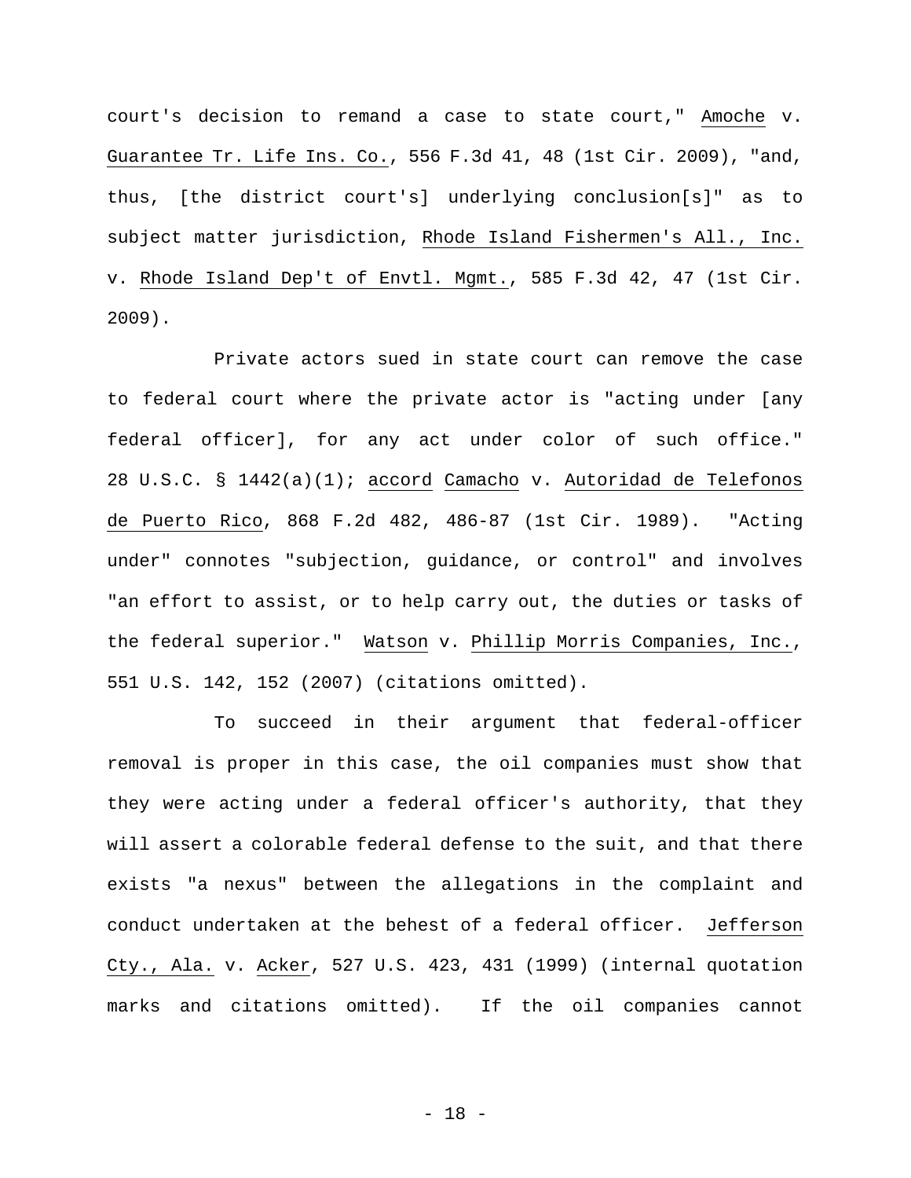court's decision to remand a case to state court," Amoche v. Guarantee Tr. Life Ins. Co., 556 F.3d 41, 48 (1st Cir. 2009), "and, thus, [the district court's] underlying conclusion[s]" as to subject matter jurisdiction, Rhode Island Fishermen's All., Inc. v. Rhode Island Dep't of Envtl. Mgmt., 585 F.3d 42, 47 (1st Cir. 2009).

Private actors sued in state court can remove the case to federal court where the private actor is "acting under [any federal officer], for any act under color of such office." 28 U.S.C. § 1442(a)(1); accord Camacho v. Autoridad de Telefonos de Puerto Rico, 868 F.2d 482, 486-87 (1st Cir. 1989). "Acting under" connotes "subjection, guidance, or control" and involves "an effort to assist, or to help carry out, the duties or tasks of the federal superior." Watson v. Phillip Morris Companies, Inc., 551 U.S. 142, 152 (2007) (citations omitted).

To succeed in their argument that federal-officer removal is proper in this case, the oil companies must show that they were acting under a federal officer's authority, that they will assert a colorable federal defense to the suit, and that there exists "a nexus" between the allegations in the complaint and conduct undertaken at the behest of a federal officer. Jefferson Cty., Ala. v. Acker, 527 U.S. 423, 431 (1999) (internal quotation marks and citations omitted). If the oil companies cannot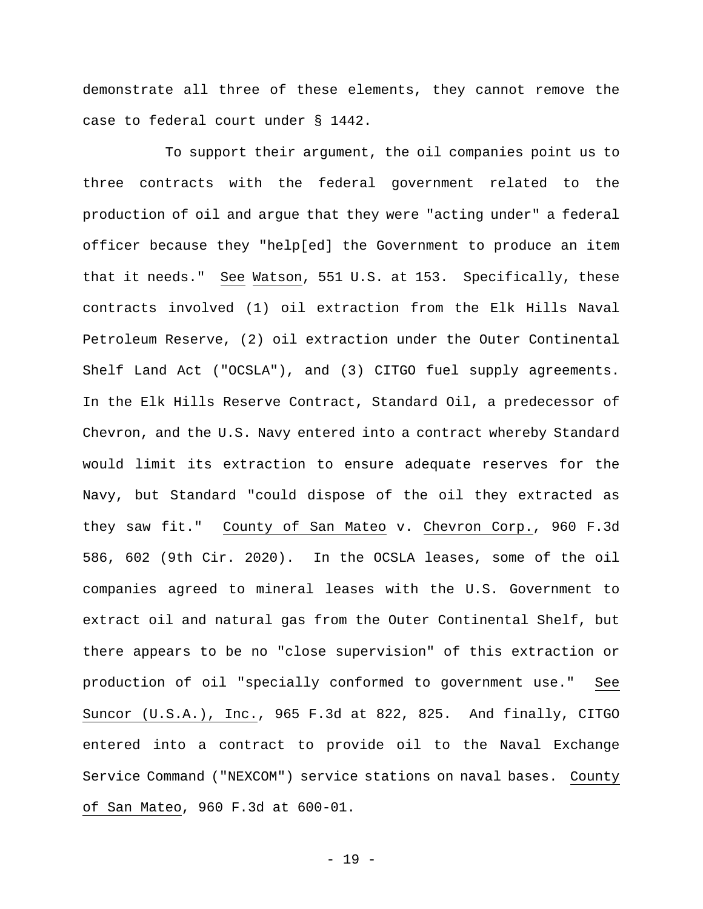demonstrate all three of these elements, they cannot remove the case to federal court under § 1442.

To support their argument, the oil companies point us to three contracts with the federal government related to the production of oil and argue that they were "acting under" a federal officer because they "help[ed] the Government to produce an item that it needs." See Watson, 551 U.S. at 153. Specifically, these contracts involved (1) oil extraction from the Elk Hills Naval Petroleum Reserve, (2) oil extraction under the Outer Continental Shelf Land Act ("OCSLA"), and (3) CITGO fuel supply agreements. In the Elk Hills Reserve Contract, Standard Oil, a predecessor of Chevron, and the U.S. Navy entered into a contract whereby Standard would limit its extraction to ensure adequate reserves for the Navy, but Standard "could dispose of the oil they extracted as they saw fit." County of San Mateo v. Chevron Corp., 960 F.3d 586, 602 (9th Cir. 2020). In the OCSLA leases, some of the oil companies agreed to mineral leases with the U.S. Government to extract oil and natural gas from the Outer Continental Shelf, but there appears to be no "close supervision" of this extraction or production of oil "specially conformed to government use." See Suncor (U.S.A.), Inc., 965 F.3d at 822, 825. And finally, CITGO entered into a contract to provide oil to the Naval Exchange Service Command ("NEXCOM") service stations on naval bases. County of San Mateo, 960 F.3d at 600-01.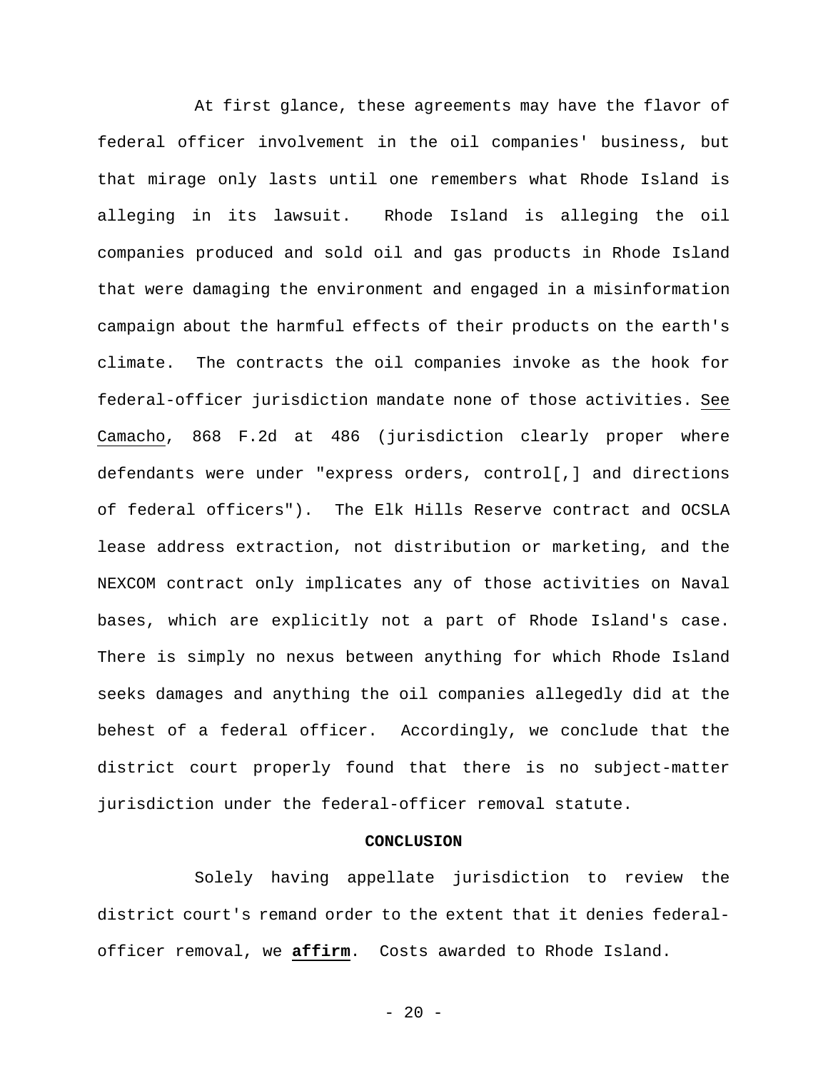At first glance, these agreements may have the flavor of federal officer involvement in the oil companies' business, but that mirage only lasts until one remembers what Rhode Island is alleging in its lawsuit. Rhode Island is alleging the oil companies produced and sold oil and gas products in Rhode Island that were damaging the environment and engaged in a misinformation campaign about the harmful effects of their products on the earth's climate. The contracts the oil companies invoke as the hook for federal-officer jurisdiction mandate none of those activities. See Camacho, 868 F.2d at 486 (jurisdiction clearly proper where defendants were under "express orders, control[,] and directions of federal officers"). The Elk Hills Reserve contract and OCSLA lease address extraction, not distribution or marketing, and the NEXCOM contract only implicates any of those activities on Naval bases, which are explicitly not a part of Rhode Island's case. There is simply no nexus between anything for which Rhode Island seeks damages and anything the oil companies allegedly did at the behest of a federal officer. Accordingly, we conclude that the district court properly found that there is no subject-matter jurisdiction under the federal-officer removal statute.

**CONCLUSION**

Solely having appellate jurisdiction to review the district court's remand order to the extent that it denies federal-officer removal, we **affirm**. Costs awarded to Rhode Island.